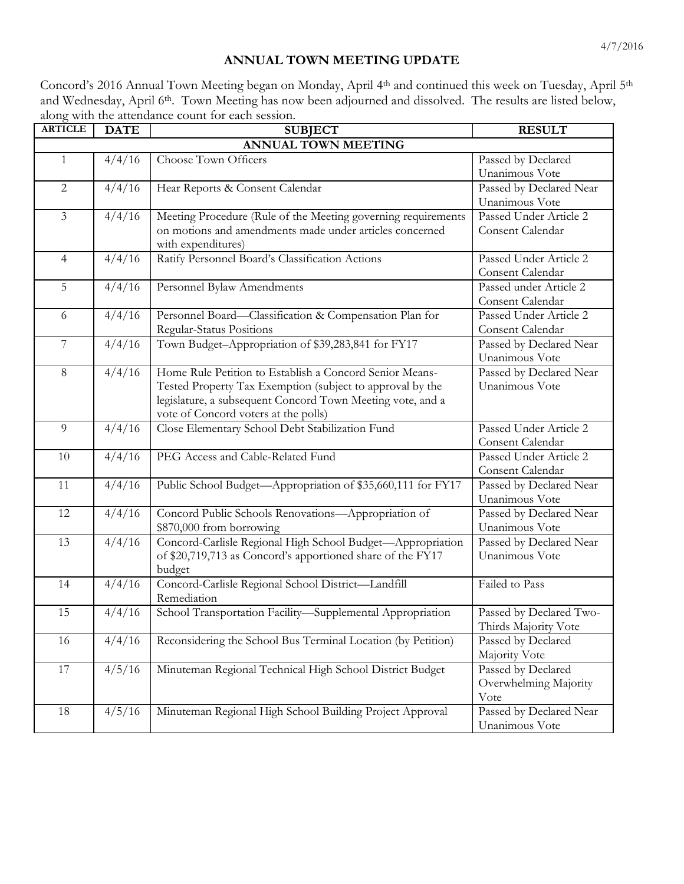4/7/2016

# ANNUAL TOWN MEETING UPDATE

Concord's 2016 Annual Town Meeting began on Monday, April 4th and continued this week on Tuesday, April 5th and Wednesday, April 6th. Town Meeting has now been adjourned and dissolved. The results are listed below, along with the attendance count for each session.

| ARTICLE | DATE | SUBJECT | RESULT |
|---|---|---|---|
| **ANNUAL TOWN MEETING** | | | |
| 1 | 4/4/16 | Choose Town Officers | Passed by Declared Unanimous Vote |
| 2 | 4/4/16 | Hear Reports & Consent Calendar | Passed by Declared Near Unanimous Vote |
| 3 | 4/4/16 | Meeting Procedure (Rule of the Meeting governing requirements on motions and amendments made under articles concerned with expenditures) | Passed Under Article 2 Consent Calendar |
| 4 | 4/4/16 | Ratify Personnel Board's Classification Actions | Passed Under Article 2 Consent Calendar |
| 5 | 4/4/16 | Personnel Bylaw Amendments | Passed under Article 2 Consent Calendar |
| 6 | 4/4/16 | Personnel Board—Classification & Compensation Plan for Regular-Status Positions | Passed Under Article 2 Consent Calendar |
| 7 | 4/4/16 | Town Budget–Appropriation of $39,283,841 for FY17 | Passed by Declared Near Unanimous Vote |
| 8 | 4/4/16 | Home Rule Petition to Establish a Concord Senior Means-Tested Property Tax Exemption (subject to approval by the legislature, a subsequent Concord Town Meeting vote, and a vote of Concord voters at the polls) | Passed by Declared Near Unanimous Vote |
| 9 | 4/4/16 | Close Elementary School Debt Stabilization Fund | Passed Under Article 2 Consent Calendar |
| 10 | 4/4/16 | PEG Access and Cable-Related Fund | Passed Under Article 2 Consent Calendar |
| 11 | 4/4/16 | Public School Budget—Appropriation of $35,660,111 for FY17 | Passed by Declared Near Unanimous Vote |
| 12 | 4/4/16 | Concord Public Schools Renovations—Appropriation of $870,000 from borrowing | Passed by Declared Near Unanimous Vote |
| 13 | 4/4/16 | Concord-Carlisle Regional High School Budget—Appropriation of $20,719,713 as Concord's apportioned share of the FY17 budget | Passed by Declared Near Unanimous Vote |
| 14 | 4/4/16 | Concord-Carlisle Regional School District—Landfill Remediation | Failed to Pass |
| 15 | 4/4/16 | School Transportation Facility—Supplemental Appropriation | Passed by Declared Two-Thirds Majority Vote |
| 16 | 4/4/16 | Reconsidering the School Bus Terminal Location (by Petition) | Passed by Declared Majority Vote |
| 17 | 4/5/16 | Minuteman Regional Technical High School District Budget | Passed by Declared Overwhelming Majority Vote |
| 18 | 4/5/16 | Minuteman Regional High School Building Project Approval | Passed by Declared Near Unanimous Vote |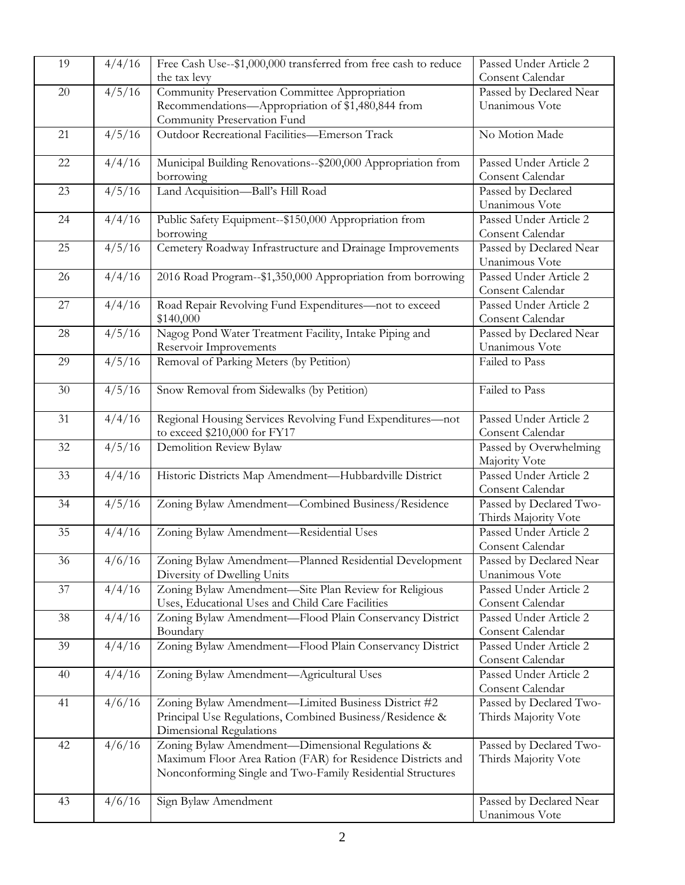| 19 | 4/4/16 | Free Cash Use--$1,000,000 transferred from free cash to reduce the tax levy | Passed Under Article 2 Consent Calendar |
|---|---|---|---|
| 20 | 4/5/16 | Community Preservation Committee Appropriation Recommendations—Appropriation of $1,480,844 from Community Preservation Fund | Passed by Declared Near Unanimous Vote |
| 21 | 4/5/16 | Outdoor Recreational Facilities—Emerson Track | No Motion Made |
| 22 | 4/4/16 | Municipal Building Renovations--$200,000 Appropriation from borrowing | Passed Under Article 2 Consent Calendar |
| 23 | 4/5/16 | Land Acquisition—Ball's Hill Road | Passed by Declared Unanimous Vote |
| 24 | 4/4/16 | Public Safety Equipment--$150,000 Appropriation from borrowing | Passed Under Article 2 Consent Calendar |
| 25 | 4/5/16 | Cemetery Roadway Infrastructure and Drainage Improvements | Passed by Declared Near Unanimous Vote |
| 26 | 4/4/16 | 2016 Road Program--$1,350,000 Appropriation from borrowing | Passed Under Article 2 Consent Calendar |
| 27 | 4/4/16 | Road Repair Revolving Fund Expenditures—not to exceed $140,000 | Passed Under Article 2 Consent Calendar |
| 28 | 4/5/16 | Nagog Pond Water Treatment Facility, Intake Piping and Reservoir Improvements | Passed by Declared Near Unanimous Vote |
| 29 | 4/5/16 | Removal of Parking Meters (by Petition) | Failed to Pass |
| 30 | 4/5/16 | Snow Removal from Sidewalks (by Petition) | Failed to Pass |
| 31 | 4/4/16 | Regional Housing Services Revolving Fund Expenditures—not to exceed $210,000 for FY17 | Passed Under Article 2 Consent Calendar |
| 32 | 4/5/16 | Demolition Review Bylaw | Passed by Overwhelming Majority Vote |
| 33 | 4/4/16 | Historic Districts Map Amendment—Hubbardville District | Passed Under Article 2 Consent Calendar |
| 34 | 4/5/16 | Zoning Bylaw Amendment—Combined Business/Residence | Passed by Declared Two-Thirds Majority Vote |
| 35 | 4/4/16 | Zoning Bylaw Amendment—Residential Uses | Passed Under Article 2 Consent Calendar |
| 36 | 4/6/16 | Zoning Bylaw Amendment—Planned Residential Development Diversity of Dwelling Units | Passed by Declared Near Unanimous Vote |
| 37 | 4/4/16 | Zoning Bylaw Amendment—Site Plan Review for Religious Uses, Educational Uses and Child Care Facilities | Passed Under Article 2 Consent Calendar |
| 38 | 4/4/16 | Zoning Bylaw Amendment—Flood Plain Conservancy District Boundary | Passed Under Article 2 Consent Calendar |
| 39 | 4/4/16 | Zoning Bylaw Amendment—Flood Plain Conservancy District | Passed Under Article 2 Consent Calendar |
| 40 | 4/4/16 | Zoning Bylaw Amendment—Agricultural Uses | Passed Under Article 2 Consent Calendar |
| 41 | 4/6/16 | Zoning Bylaw Amendment—Limited Business District #2 Principal Use Regulations, Combined Business/Residence & Dimensional Regulations | Passed by Declared Two-Thirds Majority Vote |
| 42 | 4/6/16 | Zoning Bylaw Amendment—Dimensional Regulations & Maximum Floor Area Ration (FAR) for Residence Districts and Nonconforming Single and Two-Family Residential Structures | Passed by Declared Two-Thirds Majority Vote |
| 43 | 4/6/16 | Sign Bylaw Amendment | Passed by Declared Near Unanimous Vote |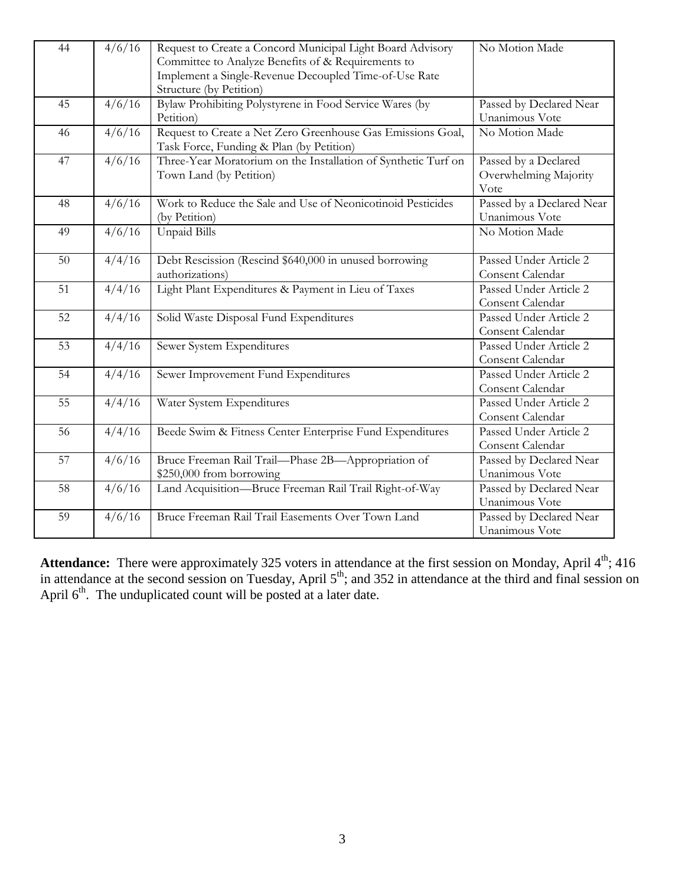| | | | |
|---|---|---|---|
| 44 | 4/6/16 | Request to Create a Concord Municipal Light Board Advisory Committee to Analyze Benefits of & Requirements to Implement a Single-Revenue Decoupled Time-of-Use Rate Structure (by Petition) | No Motion Made |
| 45 | 4/6/16 | Bylaw Prohibiting Polystyrene in Food Service Wares (by Petition) | Passed by Declared Near Unanimous Vote |
| 46 | 4/6/16 | Request to Create a Net Zero Greenhouse Gas Emissions Goal, Task Force, Funding & Plan (by Petition) | No Motion Made |
| 47 | 4/6/16 | Three-Year Moratorium on the Installation of Synthetic Turf on Town Land (by Petition) | Passed by a Declared Overwhelming Majority Vote |
| 48 | 4/6/16 | Work to Reduce the Sale and Use of Neonicotinoid Pesticides (by Petition) | Passed by a Declared Near Unanimous Vote |
| 49 | 4/6/16 | Unpaid Bills | No Motion Made |
| 50 | 4/4/16 | Debt Rescission (Rescind $640,000 in unused borrowing authorizations) | Passed Under Article 2 Consent Calendar |
| 51 | 4/4/16 | Light Plant Expenditures & Payment in Lieu of Taxes | Passed Under Article 2 Consent Calendar |
| 52 | 4/4/16 | Solid Waste Disposal Fund Expenditures | Passed Under Article 2 Consent Calendar |
| 53 | 4/4/16 | Sewer System Expenditures | Passed Under Article 2 Consent Calendar |
| 54 | 4/4/16 | Sewer Improvement Fund Expenditures | Passed Under Article 2 Consent Calendar |
| 55 | 4/4/16 | Water System Expenditures | Passed Under Article 2 Consent Calendar |
| 56 | 4/4/16 | Beede Swim & Fitness Center Enterprise Fund Expenditures | Passed Under Article 2 Consent Calendar |
| 57 | 4/6/16 | Bruce Freeman Rail Trail—Phase 2B—Appropriation of $250,000 from borrowing | Passed by Declared Near Unanimous Vote |
| 58 | 4/6/16 | Land Acquisition—Bruce Freeman Rail Trail Right-of-Way | Passed by Declared Near Unanimous Vote |
| 59 | 4/6/16 | Bruce Freeman Rail Trail Easements Over Town Land | Passed by Declared Near Unanimous Vote |

**Attendance:** There were approximately 325 voters in attendance at the first session on Monday, April 4th; 416 in attendance at the second session on Tuesday, April 5th; and 352 in attendance at the third and final session on April 6th. The unduplicated count will be posted at a later date.